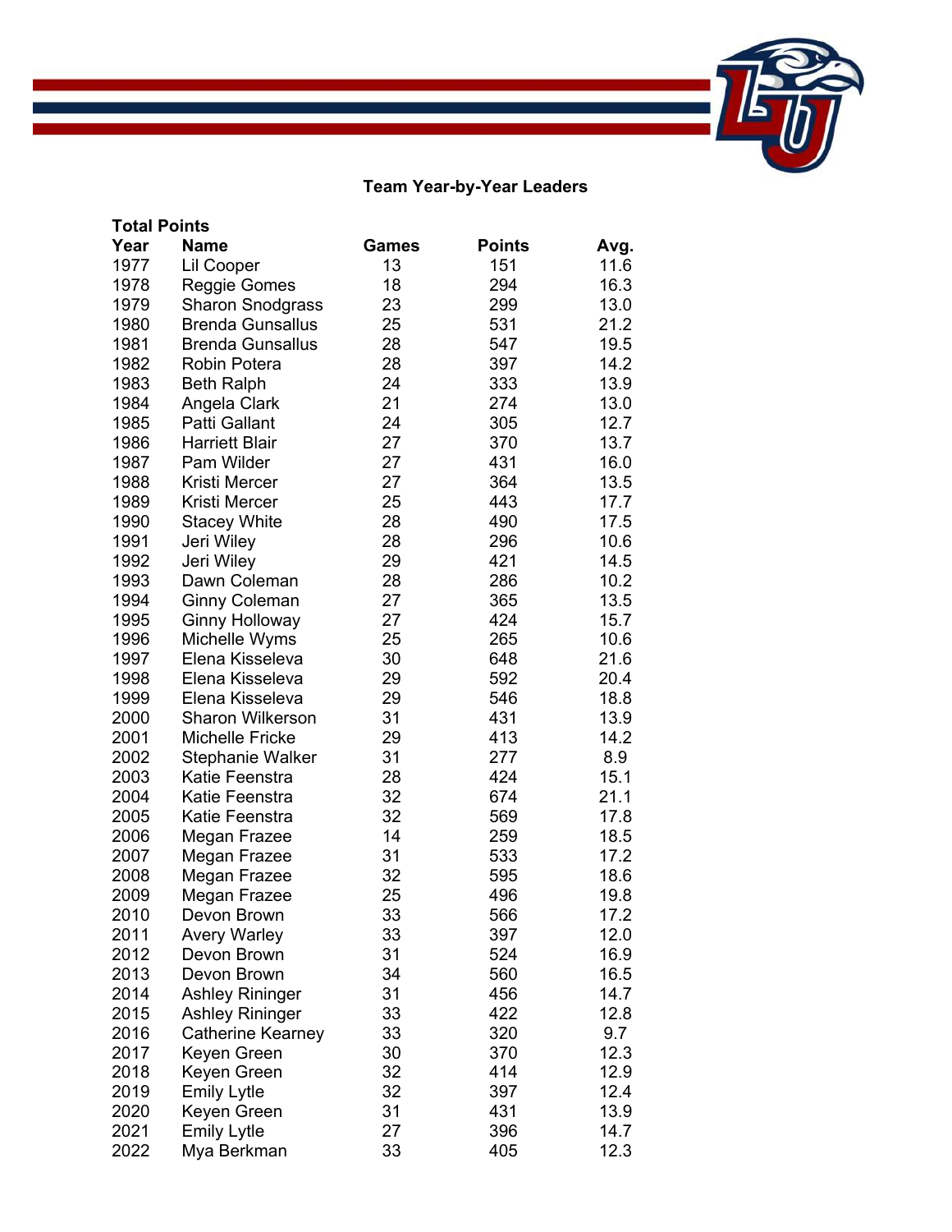## Team Year-by-Year Leaders

**Total Points**

| Year | Name | Games | Points | Avg. |
|---|---|---|---|---|
| 1977 | Lil Cooper | 13 | 151 | 11.6 |
| 1978 | Reggie Gomes | 18 | 294 | 16.3 |
| 1979 | Sharon Snodgrass | 23 | 299 | 13.0 |
| 1980 | Brenda Gunsallus | 25 | 531 | 21.2 |
| 1981 | Brenda Gunsallus | 28 | 547 | 19.5 |
| 1982 | Robin Potera | 28 | 397 | 14.2 |
| 1983 | Beth Ralph | 24 | 333 | 13.9 |
| 1984 | Angela Clark | 21 | 274 | 13.0 |
| 1985 | Patti Gallant | 24 | 305 | 12.7 |
| 1986 | Harriett Blair | 27 | 370 | 13.7 |
| 1987 | Pam Wilder | 27 | 431 | 16.0 |
| 1988 | Kristi Mercer | 27 | 364 | 13.5 |
| 1989 | Kristi Mercer | 25 | 443 | 17.7 |
| 1990 | Stacey White | 28 | 490 | 17.5 |
| 1991 | Jeri Wiley | 28 | 296 | 10.6 |
| 1992 | Jeri Wiley | 29 | 421 | 14.5 |
| 1993 | Dawn Coleman | 28 | 286 | 10.2 |
| 1994 | Ginny Coleman | 27 | 365 | 13.5 |
| 1995 | Ginny Holloway | 27 | 424 | 15.7 |
| 1996 | Michelle Wyms | 25 | 265 | 10.6 |
| 1997 | Elena Kisseleva | 30 | 648 | 21.6 |
| 1998 | Elena Kisseleva | 29 | 592 | 20.4 |
| 1999 | Elena Kisseleva | 29 | 546 | 18.8 |
| 2000 | Sharon Wilkerson | 31 | 431 | 13.9 |
| 2001 | Michelle Fricke | 29 | 413 | 14.2 |
| 2002 | Stephanie Walker | 31 | 277 | 8.9 |
| 2003 | Katie Feenstra | 28 | 424 | 15.1 |
| 2004 | Katie Feenstra | 32 | 674 | 21.1 |
| 2005 | Katie Feenstra | 32 | 569 | 17.8 |
| 2006 | Megan Frazee | 14 | 259 | 18.5 |
| 2007 | Megan Frazee | 31 | 533 | 17.2 |
| 2008 | Megan Frazee | 32 | 595 | 18.6 |
| 2009 | Megan Frazee | 25 | 496 | 19.8 |
| 2010 | Devon Brown | 33 | 566 | 17.2 |
| 2011 | Avery Warley | 33 | 397 | 12.0 |
| 2012 | Devon Brown | 31 | 524 | 16.9 |
| 2013 | Devon Brown | 34 | 560 | 16.5 |
| 2014 | Ashley Rininger | 31 | 456 | 14.7 |
| 2015 | Ashley Rininger | 33 | 422 | 12.8 |
| 2016 | Catherine Kearney | 33 | 320 | 9.7 |
| 2017 | Keyen Green | 30 | 370 | 12.3 |
| 2018 | Keyen Green | 32 | 414 | 12.9 |
| 2019 | Emily Lytle | 32 | 397 | 12.4 |
| 2020 | Keyen Green | 31 | 431 | 13.9 |
| 2021 | Emily Lytle | 27 | 396 | 14.7 |
| 2022 | Mya Berkman | 33 | 405 | 12.3 |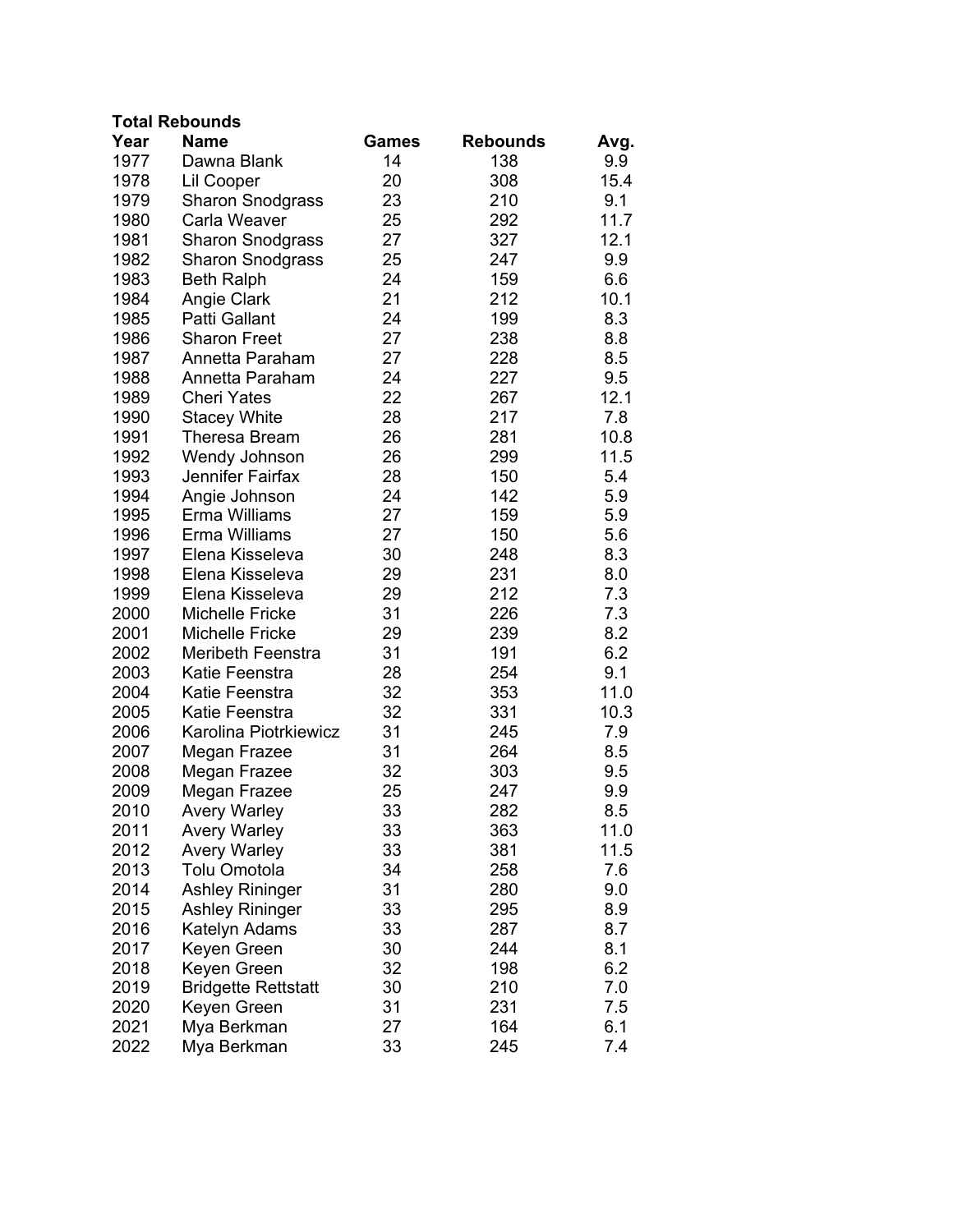**Total Rebounds**

| Year | Name | Games | Rebounds | Avg. |
|---|---|---|---|---|
| 1977 | Dawna Blank | 14 | 138 | 9.9 |
| 1978 | Lil Cooper | 20 | 308 | 15.4 |
| 1979 | Sharon Snodgrass | 23 | 210 | 9.1 |
| 1980 | Carla Weaver | 25 | 292 | 11.7 |
| 1981 | Sharon Snodgrass | 27 | 327 | 12.1 |
| 1982 | Sharon Snodgrass | 25 | 247 | 9.9 |
| 1983 | Beth Ralph | 24 | 159 | 6.6 |
| 1984 | Angie Clark | 21 | 212 | 10.1 |
| 1985 | Patti Gallant | 24 | 199 | 8.3 |
| 1986 | Sharon Freet | 27 | 238 | 8.8 |
| 1987 | Annetta Paraham | 27 | 228 | 8.5 |
| 1988 | Annetta Paraham | 24 | 227 | 9.5 |
| 1989 | Cheri Yates | 22 | 267 | 12.1 |
| 1990 | Stacey White | 28 | 217 | 7.8 |
| 1991 | Theresa Bream | 26 | 281 | 10.8 |
| 1992 | Wendy Johnson | 26 | 299 | 11.5 |
| 1993 | Jennifer Fairfax | 28 | 150 | 5.4 |
| 1994 | Angie Johnson | 24 | 142 | 5.9 |
| 1995 | Erma Williams | 27 | 159 | 5.9 |
| 1996 | Erma Williams | 27 | 150 | 5.6 |
| 1997 | Elena Kisseleva | 30 | 248 | 8.3 |
| 1998 | Elena Kisseleva | 29 | 231 | 8.0 |
| 1999 | Elena Kisseleva | 29 | 212 | 7.3 |
| 2000 | Michelle Fricke | 31 | 226 | 7.3 |
| 2001 | Michelle Fricke | 29 | 239 | 8.2 |
| 2002 | Meribeth Feenstra | 31 | 191 | 6.2 |
| 2003 | Katie Feenstra | 28 | 254 | 9.1 |
| 2004 | Katie Feenstra | 32 | 353 | 11.0 |
| 2005 | Katie Feenstra | 32 | 331 | 10.3 |
| 2006 | Karolina Piotrkiewicz | 31 | 245 | 7.9 |
| 2007 | Megan Frazee | 31 | 264 | 8.5 |
| 2008 | Megan Frazee | 32 | 303 | 9.5 |
| 2009 | Megan Frazee | 25 | 247 | 9.9 |
| 2010 | Avery Warley | 33 | 282 | 8.5 |
| 2011 | Avery Warley | 33 | 363 | 11.0 |
| 2012 | Avery Warley | 33 | 381 | 11.5 |
| 2013 | Tolu Omotola | 34 | 258 | 7.6 |
| 2014 | Ashley Rininger | 31 | 280 | 9.0 |
| 2015 | Ashley Rininger | 33 | 295 | 8.9 |
| 2016 | Katelyn Adams | 33 | 287 | 8.7 |
| 2017 | Keyen Green | 30 | 244 | 8.1 |
| 2018 | Keyen Green | 32 | 198 | 6.2 |
| 2019 | Bridgette Rettstatt | 30 | 210 | 7.0 |
| 2020 | Keyen Green | 31 | 231 | 7.5 |
| 2021 | Mya Berkman | 27 | 164 | 6.1 |
| 2022 | Mya Berkman | 33 | 245 | 7.4 |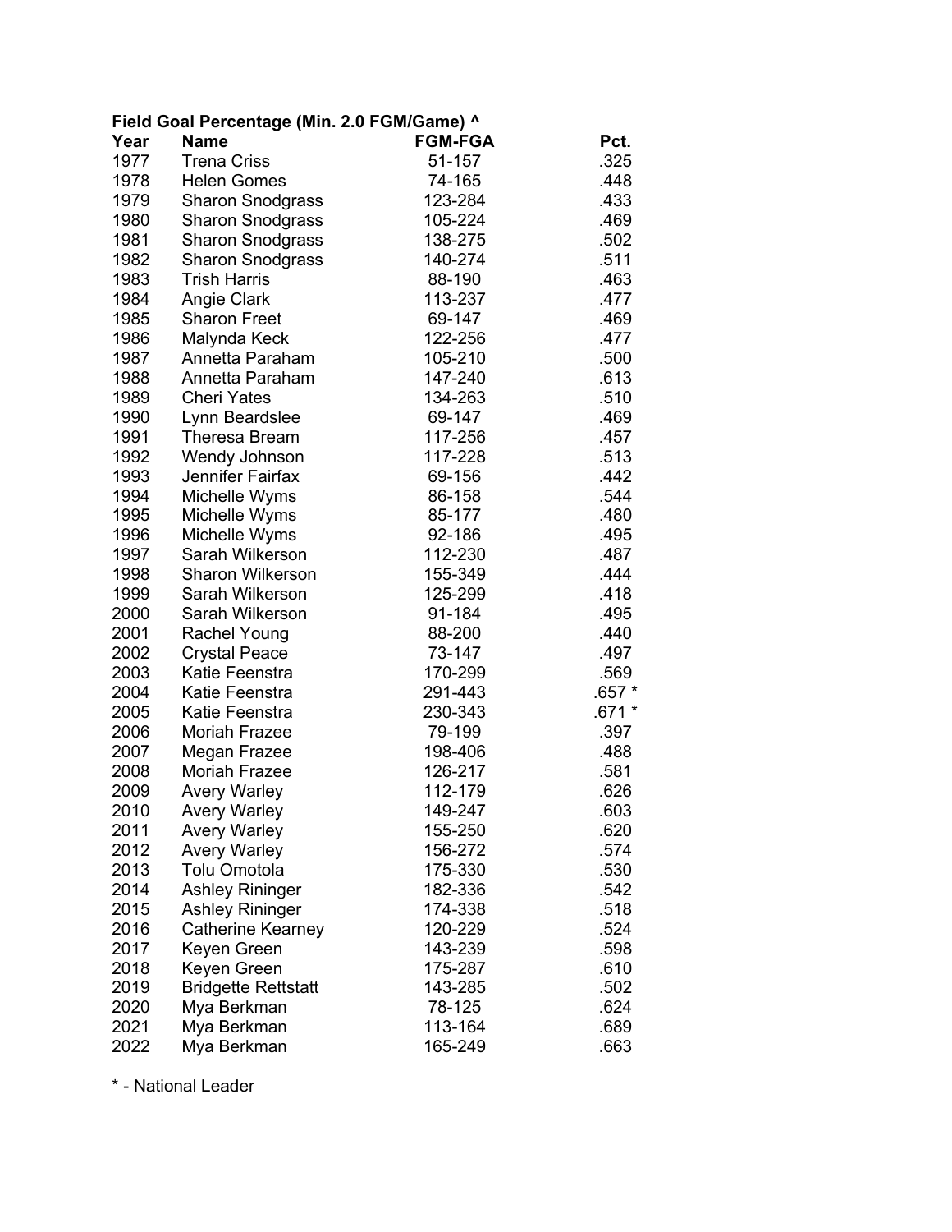**Field Goal Percentage (Min. 2.0 FGM/Game) ^**

| Year | Name | FGM-FGA | Pct. |
|---|---|---|---|
| 1977 | Trena Criss | 51-157 | .325 |
| 1978 | Helen Gomes | 74-165 | .448 |
| 1979 | Sharon Snodgrass | 123-284 | .433 |
| 1980 | Sharon Snodgrass | 105-224 | .469 |
| 1981 | Sharon Snodgrass | 138-275 | .502 |
| 1982 | Sharon Snodgrass | 140-274 | .511 |
| 1983 | Trish Harris | 88-190 | .463 |
| 1984 | Angie Clark | 113-237 | .477 |
| 1985 | Sharon Freet | 69-147 | .469 |
| 1986 | Malynda Keck | 122-256 | .477 |
| 1987 | Annetta Paraham | 105-210 | .500 |
| 1988 | Annetta Paraham | 147-240 | .613 |
| 1989 | Cheri Yates | 134-263 | .510 |
| 1990 | Lynn Beardslee | 69-147 | .469 |
| 1991 | Theresa Bream | 117-256 | .457 |
| 1992 | Wendy Johnson | 117-228 | .513 |
| 1993 | Jennifer Fairfax | 69-156 | .442 |
| 1994 | Michelle Wyms | 86-158 | .544 |
| 1995 | Michelle Wyms | 85-177 | .480 |
| 1996 | Michelle Wyms | 92-186 | .495 |
| 1997 | Sarah Wilkerson | 112-230 | .487 |
| 1998 | Sharon Wilkerson | 155-349 | .444 |
| 1999 | Sarah Wilkerson | 125-299 | .418 |
| 2000 | Sarah Wilkerson | 91-184 | .495 |
| 2001 | Rachel Young | 88-200 | .440 |
| 2002 | Crystal Peace | 73-147 | .497 |
| 2003 | Katie Feenstra | 170-299 | .569 |
| 2004 | Katie Feenstra | 291-443 | .657 * |
| 2005 | Katie Feenstra | 230-343 | .671 * |
| 2006 | Moriah Frazee | 79-199 | .397 |
| 2007 | Megan Frazee | 198-406 | .488 |
| 2008 | Moriah Frazee | 126-217 | .581 |
| 2009 | Avery Warley | 112-179 | .626 |
| 2010 | Avery Warley | 149-247 | .603 |
| 2011 | Avery Warley | 155-250 | .620 |
| 2012 | Avery Warley | 156-272 | .574 |
| 2013 | Tolu Omotola | 175-330 | .530 |
| 2014 | Ashley Rininger | 182-336 | .542 |
| 2015 | Ashley Rininger | 174-338 | .518 |
| 2016 | Catherine Kearney | 120-229 | .524 |
| 2017 | Keyen Green | 143-239 | .598 |
| 2018 | Keyen Green | 175-287 | .610 |
| 2019 | Bridgette Rettstatt | 143-285 | .502 |
| 2020 | Mya Berkman | 78-125 | .624 |
| 2021 | Mya Berkman | 113-164 | .689 |
| 2022 | Mya Berkman | 165-249 | .663 |

* - National Leader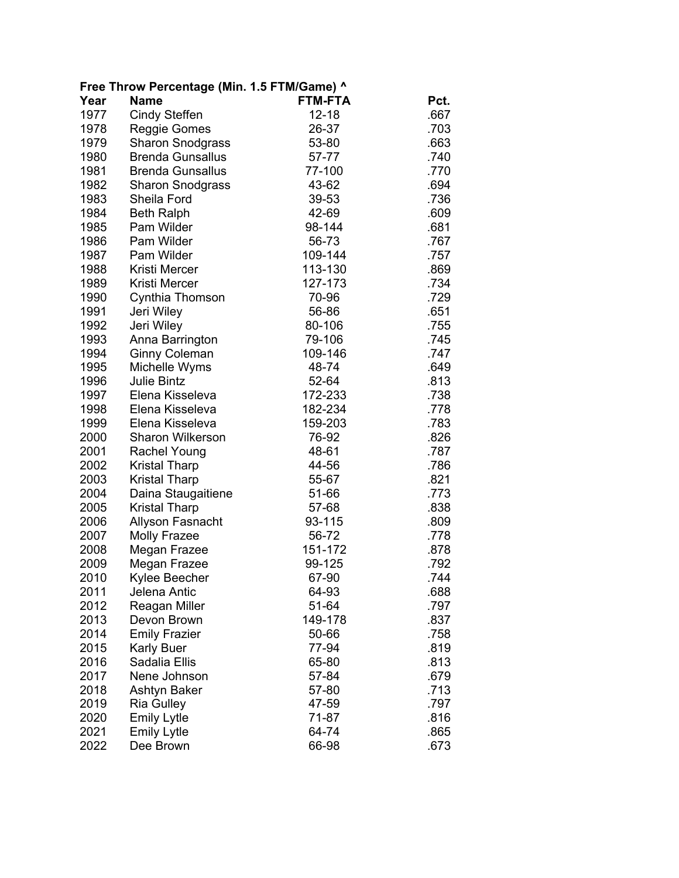**Free Throw Percentage (Min. 1.5 FTM/Game) ^**

| Year | Name | FTM-FTA | Pct. |
|---|---|---|---|
| 1977 | Cindy Steffen | 12-18 | .667 |
| 1978 | Reggie Gomes | 26-37 | .703 |
| 1979 | Sharon Snodgrass | 53-80 | .663 |
| 1980 | Brenda Gunsallus | 57-77 | .740 |
| 1981 | Brenda Gunsallus | 77-100 | .770 |
| 1982 | Sharon Snodgrass | 43-62 | .694 |
| 1983 | Sheila Ford | 39-53 | .736 |
| 1984 | Beth Ralph | 42-69 | .609 |
| 1985 | Pam Wilder | 98-144 | .681 |
| 1986 | Pam Wilder | 56-73 | .767 |
| 1987 | Pam Wilder | 109-144 | .757 |
| 1988 | Kristi Mercer | 113-130 | .869 |
| 1989 | Kristi Mercer | 127-173 | .734 |
| 1990 | Cynthia Thomson | 70-96 | .729 |
| 1991 | Jeri Wiley | 56-86 | .651 |
| 1992 | Jeri Wiley | 80-106 | .755 |
| 1993 | Anna Barrington | 79-106 | .745 |
| 1994 | Ginny Coleman | 109-146 | .747 |
| 1995 | Michelle Wyms | 48-74 | .649 |
| 1996 | Julie Bintz | 52-64 | .813 |
| 1997 | Elena Kisseleva | 172-233 | .738 |
| 1998 | Elena Kisseleva | 182-234 | .778 |
| 1999 | Elena Kisseleva | 159-203 | .783 |
| 2000 | Sharon Wilkerson | 76-92 | .826 |
| 2001 | Rachel Young | 48-61 | .787 |
| 2002 | Kristal Tharp | 44-56 | .786 |
| 2003 | Kristal Tharp | 55-67 | .821 |
| 2004 | Daina Staugaitiene | 51-66 | .773 |
| 2005 | Kristal Tharp | 57-68 | .838 |
| 2006 | Allyson Fasnacht | 93-115 | .809 |
| 2007 | Molly Frazee | 56-72 | .778 |
| 2008 | Megan Frazee | 151-172 | .878 |
| 2009 | Megan Frazee | 99-125 | .792 |
| 2010 | Kylee Beecher | 67-90 | .744 |
| 2011 | Jelena Antic | 64-93 | .688 |
| 2012 | Reagan Miller | 51-64 | .797 |
| 2013 | Devon Brown | 149-178 | .837 |
| 2014 | Emily Frazier | 50-66 | .758 |
| 2015 | Karly Buer | 77-94 | .819 |
| 2016 | Sadalia Ellis | 65-80 | .813 |
| 2017 | Nene Johnson | 57-84 | .679 |
| 2018 | Ashtyn Baker | 57-80 | .713 |
| 2019 | Ria Gulley | 47-59 | .797 |
| 2020 | Emily Lytle | 71-87 | .816 |
| 2021 | Emily Lytle | 64-74 | .865 |
| 2022 | Dee Brown | 66-98 | .673 |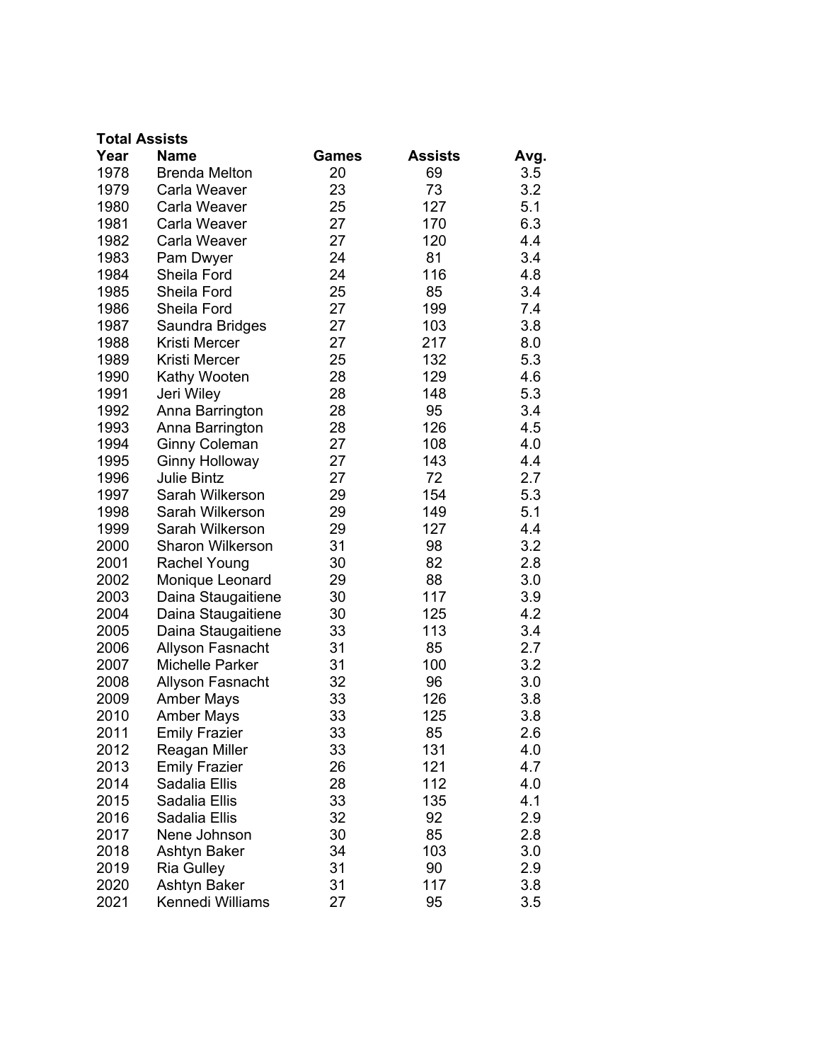**Total Assists**

| Year | Name | Games | Assists | Avg. |
|---|---|---|---|---|
| 1978 | Brenda Melton | 20 | 69 | 3.5 |
| 1979 | Carla Weaver | 23 | 73 | 3.2 |
| 1980 | Carla Weaver | 25 | 127 | 5.1 |
| 1981 | Carla Weaver | 27 | 170 | 6.3 |
| 1982 | Carla Weaver | 27 | 120 | 4.4 |
| 1983 | Pam Dwyer | 24 | 81 | 3.4 |
| 1984 | Sheila Ford | 24 | 116 | 4.8 |
| 1985 | Sheila Ford | 25 | 85 | 3.4 |
| 1986 | Sheila Ford | 27 | 199 | 7.4 |
| 1987 | Saundra Bridges | 27 | 103 | 3.8 |
| 1988 | Kristi Mercer | 27 | 217 | 8.0 |
| 1989 | Kristi Mercer | 25 | 132 | 5.3 |
| 1990 | Kathy Wooten | 28 | 129 | 4.6 |
| 1991 | Jeri Wiley | 28 | 148 | 5.3 |
| 1992 | Anna Barrington | 28 | 95 | 3.4 |
| 1993 | Anna Barrington | 28 | 126 | 4.5 |
| 1994 | Ginny Coleman | 27 | 108 | 4.0 |
| 1995 | Ginny Holloway | 27 | 143 | 4.4 |
| 1996 | Julie Bintz | 27 | 72 | 2.7 |
| 1997 | Sarah Wilkerson | 29 | 154 | 5.3 |
| 1998 | Sarah Wilkerson | 29 | 149 | 5.1 |
| 1999 | Sarah Wilkerson | 29 | 127 | 4.4 |
| 2000 | Sharon Wilkerson | 31 | 98 | 3.2 |
| 2001 | Rachel Young | 30 | 82 | 2.8 |
| 2002 | Monique Leonard | 29 | 88 | 3.0 |
| 2003 | Daina Staugaitiene | 30 | 117 | 3.9 |
| 2004 | Daina Staugaitiene | 30 | 125 | 4.2 |
| 2005 | Daina Staugaitiene | 33 | 113 | 3.4 |
| 2006 | Allyson Fasnacht | 31 | 85 | 2.7 |
| 2007 | Michelle Parker | 31 | 100 | 3.2 |
| 2008 | Allyson Fasnacht | 32 | 96 | 3.0 |
| 2009 | Amber Mays | 33 | 126 | 3.8 |
| 2010 | Amber Mays | 33 | 125 | 3.8 |
| 2011 | Emily Frazier | 33 | 85 | 2.6 |
| 2012 | Reagan Miller | 33 | 131 | 4.0 |
| 2013 | Emily Frazier | 26 | 121 | 4.7 |
| 2014 | Sadalia Ellis | 28 | 112 | 4.0 |
| 2015 | Sadalia Ellis | 33 | 135 | 4.1 |
| 2016 | Sadalia Ellis | 32 | 92 | 2.9 |
| 2017 | Nene Johnson | 30 | 85 | 2.8 |
| 2018 | Ashtyn Baker | 34 | 103 | 3.0 |
| 2019 | Ria Gulley | 31 | 90 | 2.9 |
| 2020 | Ashtyn Baker | 31 | 117 | 3.8 |
| 2021 | Kennedi Williams | 27 | 95 | 3.5 |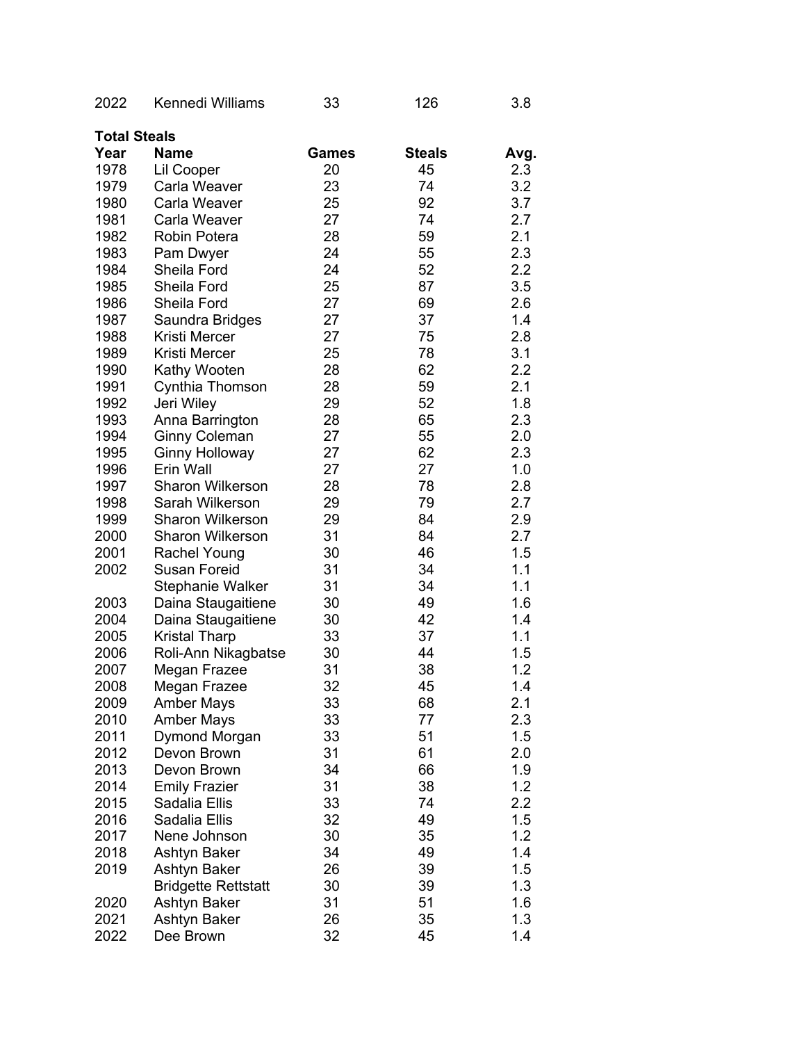| 2022 | Kennedi Williams | 33 | 126 | 3.8 |
|---|---|---|---|---|

**Total Steals**

| Year | Name | Games | Steals | Avg. |
|---|---|---|---|---|
| 1978 | Lil Cooper | 20 | 45 | 2.3 |
| 1979 | Carla Weaver | 23 | 74 | 3.2 |
| 1980 | Carla Weaver | 25 | 92 | 3.7 |
| 1981 | Carla Weaver | 27 | 74 | 2.7 |
| 1982 | Robin Potera | 28 | 59 | 2.1 |
| 1983 | Pam Dwyer | 24 | 55 | 2.3 |
| 1984 | Sheila Ford | 24 | 52 | 2.2 |
| 1985 | Sheila Ford | 25 | 87 | 3.5 |
| 1986 | Sheila Ford | 27 | 69 | 2.6 |
| 1987 | Saundra Bridges | 27 | 37 | 1.4 |
| 1988 | Kristi Mercer | 27 | 75 | 2.8 |
| 1989 | Kristi Mercer | 25 | 78 | 3.1 |
| 1990 | Kathy Wooten | 28 | 62 | 2.2 |
| 1991 | Cynthia Thomson | 28 | 59 | 2.1 |
| 1992 | Jeri Wiley | 29 | 52 | 1.8 |
| 1993 | Anna Barrington | 28 | 65 | 2.3 |
| 1994 | Ginny Coleman | 27 | 55 | 2.0 |
| 1995 | Ginny Holloway | 27 | 62 | 2.3 |
| 1996 | Erin Wall | 27 | 27 | 1.0 |
| 1997 | Sharon Wilkerson | 28 | 78 | 2.8 |
| 1998 | Sarah Wilkerson | 29 | 79 | 2.7 |
| 1999 | Sharon Wilkerson | 29 | 84 | 2.9 |
| 2000 | Sharon Wilkerson | 31 | 84 | 2.7 |
| 2001 | Rachel Young | 30 | 46 | 1.5 |
| 2002 | Susan Foreid | 31 | 34 | 1.1 |
| | Stephanie Walker | 31 | 34 | 1.1 |
| 2003 | Daina Staugaitiene | 30 | 49 | 1.6 |
| 2004 | Daina Staugaitiene | 30 | 42 | 1.4 |
| 2005 | Kristal Tharp | 33 | 37 | 1.1 |
| 2006 | Roli-Ann Nikagbatse | 30 | 44 | 1.5 |
| 2007 | Megan Frazee | 31 | 38 | 1.2 |
| 2008 | Megan Frazee | 32 | 45 | 1.4 |
| 2009 | Amber Mays | 33 | 68 | 2.1 |
| 2010 | Amber Mays | 33 | 77 | 2.3 |
| 2011 | Dymond Morgan | 33 | 51 | 1.5 |
| 2012 | Devon Brown | 31 | 61 | 2.0 |
| 2013 | Devon Brown | 34 | 66 | 1.9 |
| 2014 | Emily Frazier | 31 | 38 | 1.2 |
| 2015 | Sadalia Ellis | 33 | 74 | 2.2 |
| 2016 | Sadalia Ellis | 32 | 49 | 1.5 |
| 2017 | Nene Johnson | 30 | 35 | 1.2 |
| 2018 | Ashtyn Baker | 34 | 49 | 1.4 |
| 2019 | Ashtyn Baker | 26 | 39 | 1.5 |
| | Bridgette Rettstatt | 30 | 39 | 1.3 |
| 2020 | Ashtyn Baker | 31 | 51 | 1.6 |
| 2021 | Ashtyn Baker | 26 | 35 | 1.3 |
| 2022 | Dee Brown | 32 | 45 | 1.4 |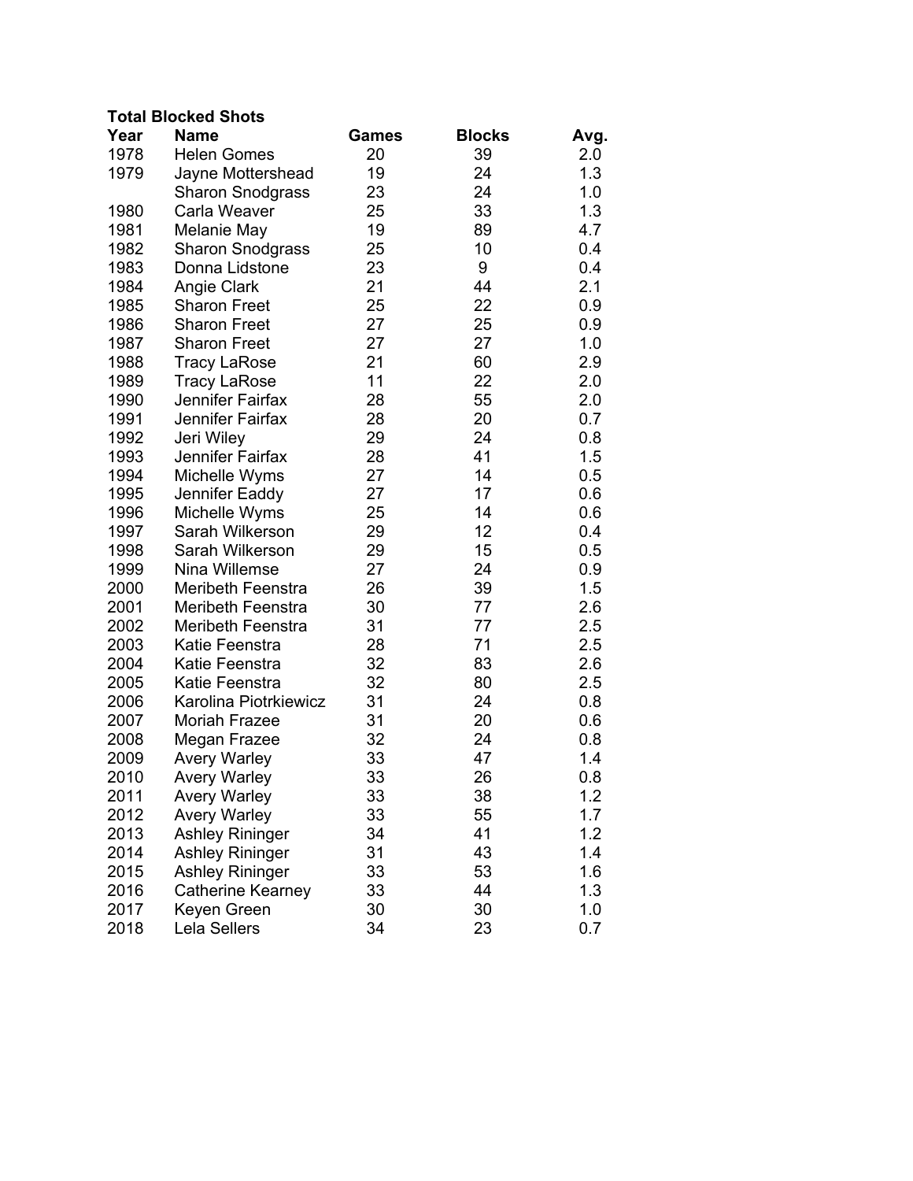**Total Blocked Shots**

| Year | Name | Games | Blocks | Avg. |
|---|---|---|---|---|
| 1978 | Helen Gomes | 20 | 39 | 2.0 |
| 1979 | Jayne Mottershead | 19 | 24 | 1.3 |
| | Sharon Snodgrass | 23 | 24 | 1.0 |
| 1980 | Carla Weaver | 25 | 33 | 1.3 |
| 1981 | Melanie May | 19 | 89 | 4.7 |
| 1982 | Sharon Snodgrass | 25 | 10 | 0.4 |
| 1983 | Donna Lidstone | 23 | 9 | 0.4 |
| 1984 | Angie Clark | 21 | 44 | 2.1 |
| 1985 | Sharon Freet | 25 | 22 | 0.9 |
| 1986 | Sharon Freet | 27 | 25 | 0.9 |
| 1987 | Sharon Freet | 27 | 27 | 1.0 |
| 1988 | Tracy LaRose | 21 | 60 | 2.9 |
| 1989 | Tracy LaRose | 11 | 22 | 2.0 |
| 1990 | Jennifer Fairfax | 28 | 55 | 2.0 |
| 1991 | Jennifer Fairfax | 28 | 20 | 0.7 |
| 1992 | Jeri Wiley | 29 | 24 | 0.8 |
| 1993 | Jennifer Fairfax | 28 | 41 | 1.5 |
| 1994 | Michelle Wyms | 27 | 14 | 0.5 |
| 1995 | Jennifer Eaddy | 27 | 17 | 0.6 |
| 1996 | Michelle Wyms | 25 | 14 | 0.6 |
| 1997 | Sarah Wilkerson | 29 | 12 | 0.4 |
| 1998 | Sarah Wilkerson | 29 | 15 | 0.5 |
| 1999 | Nina Willemse | 27 | 24 | 0.9 |
| 2000 | Meribeth Feenstra | 26 | 39 | 1.5 |
| 2001 | Meribeth Feenstra | 30 | 77 | 2.6 |
| 2002 | Meribeth Feenstra | 31 | 77 | 2.5 |
| 2003 | Katie Feenstra | 28 | 71 | 2.5 |
| 2004 | Katie Feenstra | 32 | 83 | 2.6 |
| 2005 | Katie Feenstra | 32 | 80 | 2.5 |
| 2006 | Karolina Piotrkiewicz | 31 | 24 | 0.8 |
| 2007 | Moriah Frazee | 31 | 20 | 0.6 |
| 2008 | Megan Frazee | 32 | 24 | 0.8 |
| 2009 | Avery Warley | 33 | 47 | 1.4 |
| 2010 | Avery Warley | 33 | 26 | 0.8 |
| 2011 | Avery Warley | 33 | 38 | 1.2 |
| 2012 | Avery Warley | 33 | 55 | 1.7 |
| 2013 | Ashley Rininger | 34 | 41 | 1.2 |
| 2014 | Ashley Rininger | 31 | 43 | 1.4 |
| 2015 | Ashley Rininger | 33 | 53 | 1.6 |
| 2016 | Catherine Kearney | 33 | 44 | 1.3 |
| 2017 | Keyen Green | 30 | 30 | 1.0 |
| 2018 | Lela Sellers | 34 | 23 | 0.7 |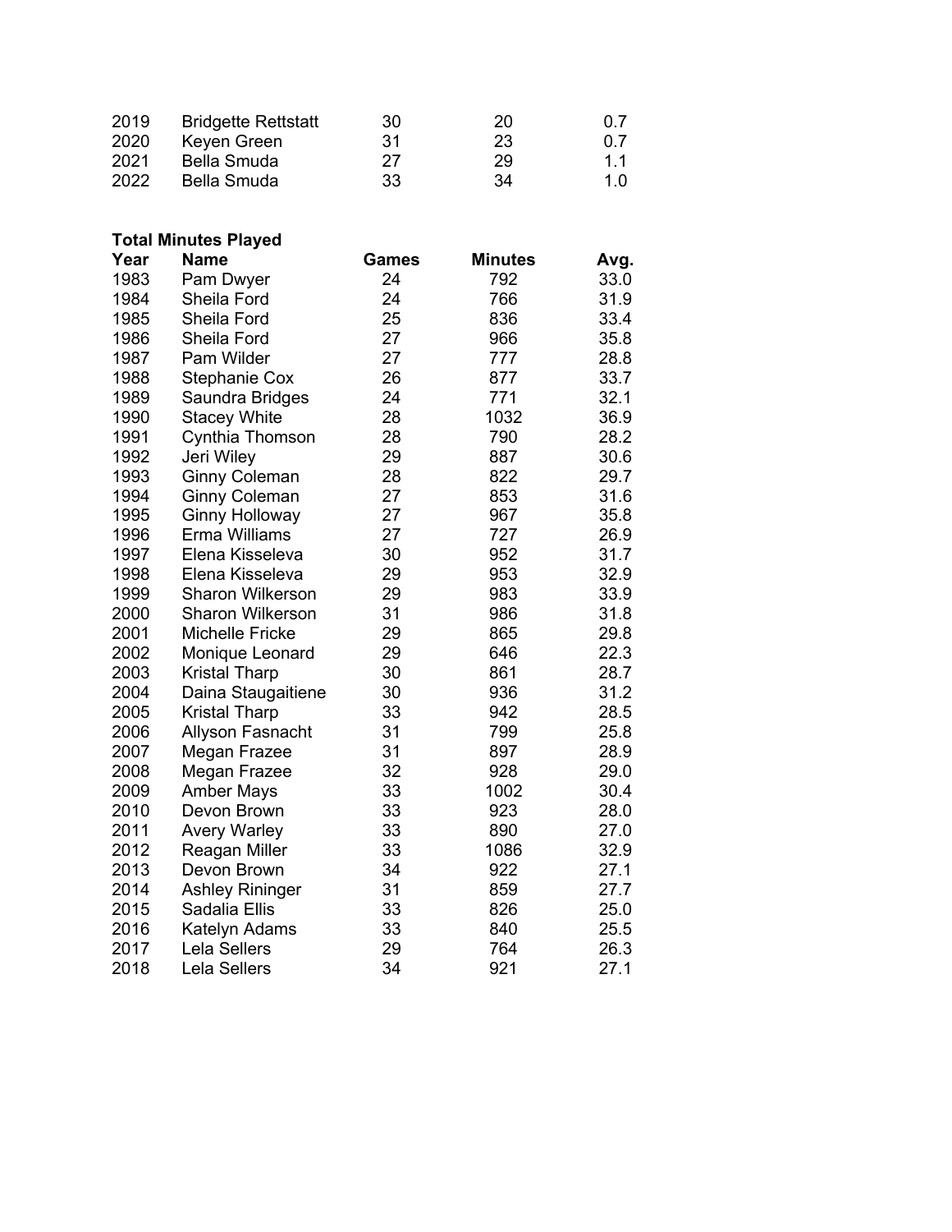| | | | | |
|---|---|---|---|---|
| 2019 | Bridgette Rettstatt | 30 | 20 | 0.7 |
| 2020 | Keyen Green | 31 | 23 | 0.7 |
| 2021 | Bella Smuda | 27 | 29 | 1.1 |
| 2022 | Bella Smuda | 33 | 34 | 1.0 |

**Total Minutes Played**

| Year | Name | Games | Minutes | Avg. |
|---|---|---|---|---|
| 1983 | Pam Dwyer | 24 | 792 | 33.0 |
| 1984 | Sheila Ford | 24 | 766 | 31.9 |
| 1985 | Sheila Ford | 25 | 836 | 33.4 |
| 1986 | Sheila Ford | 27 | 966 | 35.8 |
| 1987 | Pam Wilder | 27 | 777 | 28.8 |
| 1988 | Stephanie Cox | 26 | 877 | 33.7 |
| 1989 | Saundra Bridges | 24 | 771 | 32.1 |
| 1990 | Stacey White | 28 | 1032 | 36.9 |
| 1991 | Cynthia Thomson | 28 | 790 | 28.2 |
| 1992 | Jeri Wiley | 29 | 887 | 30.6 |
| 1993 | Ginny Coleman | 28 | 822 | 29.7 |
| 1994 | Ginny Coleman | 27 | 853 | 31.6 |
| 1995 | Ginny Holloway | 27 | 967 | 35.8 |
| 1996 | Erma Williams | 27 | 727 | 26.9 |
| 1997 | Elena Kisseleva | 30 | 952 | 31.7 |
| 1998 | Elena Kisseleva | 29 | 953 | 32.9 |
| 1999 | Sharon Wilkerson | 29 | 983 | 33.9 |
| 2000 | Sharon Wilkerson | 31 | 986 | 31.8 |
| 2001 | Michelle Fricke | 29 | 865 | 29.8 |
| 2002 | Monique Leonard | 29 | 646 | 22.3 |
| 2003 | Kristal Tharp | 30 | 861 | 28.7 |
| 2004 | Daina Staugaitiene | 30 | 936 | 31.2 |
| 2005 | Kristal Tharp | 33 | 942 | 28.5 |
| 2006 | Allyson Fasnacht | 31 | 799 | 25.8 |
| 2007 | Megan Frazee | 31 | 897 | 28.9 |
| 2008 | Megan Frazee | 32 | 928 | 29.0 |
| 2009 | Amber Mays | 33 | 1002 | 30.4 |
| 2010 | Devon Brown | 33 | 923 | 28.0 |
| 2011 | Avery Warley | 33 | 890 | 27.0 |
| 2012 | Reagan Miller | 33 | 1086 | 32.9 |
| 2013 | Devon Brown | 34 | 922 | 27.1 |
| 2014 | Ashley Rininger | 31 | 859 | 27.7 |
| 2015 | Sadalia Ellis | 33 | 826 | 25.0 |
| 2016 | Katelyn Adams | 33 | 840 | 25.5 |
| 2017 | Lela Sellers | 29 | 764 | 26.3 |
| 2018 | Lela Sellers | 34 | 921 | 27.1 |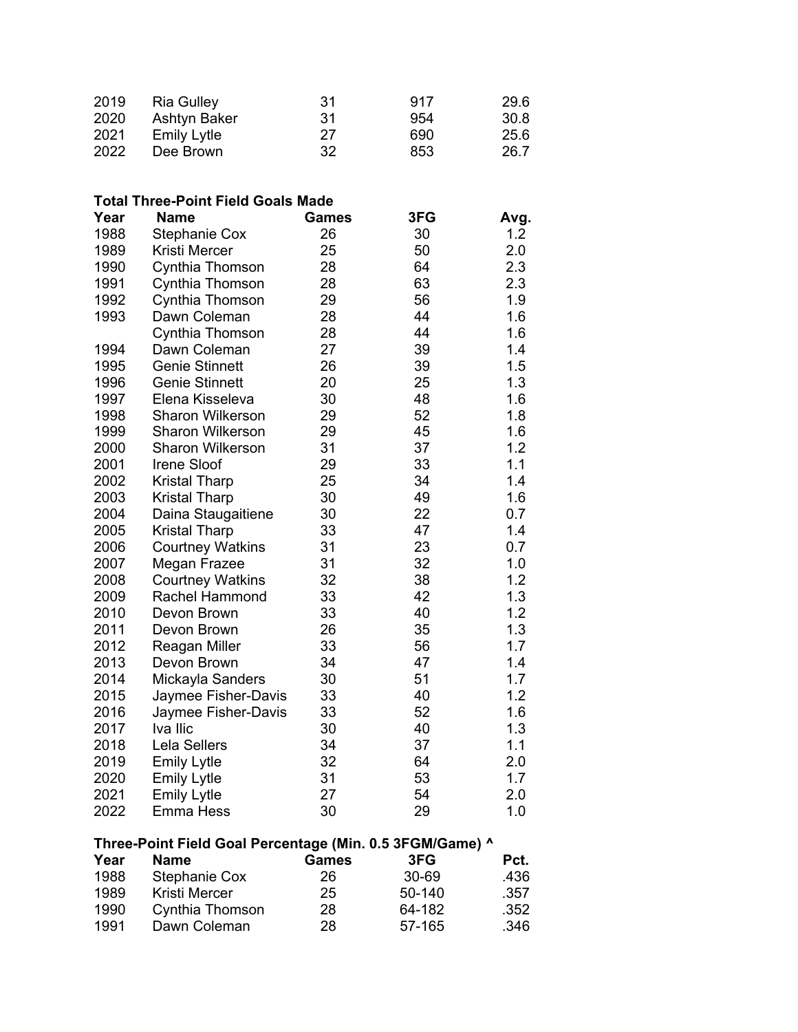| | | | | |
|---|---|---|---|---|
| 2019 | Ria Gulley | 31 | 917 | 29.6 |
| 2020 | Ashtyn Baker | 31 | 954 | 30.8 |
| 2021 | Emily Lytle | 27 | 690 | 25.6 |
| 2022 | Dee Brown | 32 | 853 | 26.7 |

**Total Three-Point Field Goals Made**

| Year | Name | Games | 3FG | Avg. |
|---|---|---|---|---|
| 1988 | Stephanie Cox | 26 | 30 | 1.2 |
| 1989 | Kristi Mercer | 25 | 50 | 2.0 |
| 1990 | Cynthia Thomson | 28 | 64 | 2.3 |
| 1991 | Cynthia Thomson | 28 | 63 | 2.3 |
| 1992 | Cynthia Thomson | 29 | 56 | 1.9 |
| 1993 | Dawn Coleman | 28 | 44 | 1.6 |
| | Cynthia Thomson | 28 | 44 | 1.6 |
| 1994 | Dawn Coleman | 27 | 39 | 1.4 |
| 1995 | Genie Stinnett | 26 | 39 | 1.5 |
| 1996 | Genie Stinnett | 20 | 25 | 1.3 |
| 1997 | Elena Kisseleva | 30 | 48 | 1.6 |
| 1998 | Sharon Wilkerson | 29 | 52 | 1.8 |
| 1999 | Sharon Wilkerson | 29 | 45 | 1.6 |
| 2000 | Sharon Wilkerson | 31 | 37 | 1.2 |
| 2001 | Irene Sloof | 29 | 33 | 1.1 |
| 2002 | Kristal Tharp | 25 | 34 | 1.4 |
| 2003 | Kristal Tharp | 30 | 49 | 1.6 |
| 2004 | Daina Staugaitiene | 30 | 22 | 0.7 |
| 2005 | Kristal Tharp | 33 | 47 | 1.4 |
| 2006 | Courtney Watkins | 31 | 23 | 0.7 |
| 2007 | Megan Frazee | 31 | 32 | 1.0 |
| 2008 | Courtney Watkins | 32 | 38 | 1.2 |
| 2009 | Rachel Hammond | 33 | 42 | 1.3 |
| 2010 | Devon Brown | 33 | 40 | 1.2 |
| 2011 | Devon Brown | 26 | 35 | 1.3 |
| 2012 | Reagan Miller | 33 | 56 | 1.7 |
| 2013 | Devon Brown | 34 | 47 | 1.4 |
| 2014 | Mickayla Sanders | 30 | 51 | 1.7 |
| 2015 | Jaymee Fisher-Davis | 33 | 40 | 1.2 |
| 2016 | Jaymee Fisher-Davis | 33 | 52 | 1.6 |
| 2017 | Iva Ilic | 30 | 40 | 1.3 |
| 2018 | Lela Sellers | 34 | 37 | 1.1 |
| 2019 | Emily Lytle | 32 | 64 | 2.0 |
| 2020 | Emily Lytle | 31 | 53 | 1.7 |
| 2021 | Emily Lytle | 27 | 54 | 2.0 |
| 2022 | Emma Hess | 30 | 29 | 1.0 |

**Three-Point Field Goal Percentage (Min. 0.5 3FGM/Game) ^**

| Year | Name | Games | 3FG | Pct. |
|---|---|---|---|---|
| 1988 | Stephanie Cox | 26 | 30-69 | .436 |
| 1989 | Kristi Mercer | 25 | 50-140 | .357 |
| 1990 | Cynthia Thomson | 28 | 64-182 | .352 |
| 1991 | Dawn Coleman | 28 | 57-165 | .346 |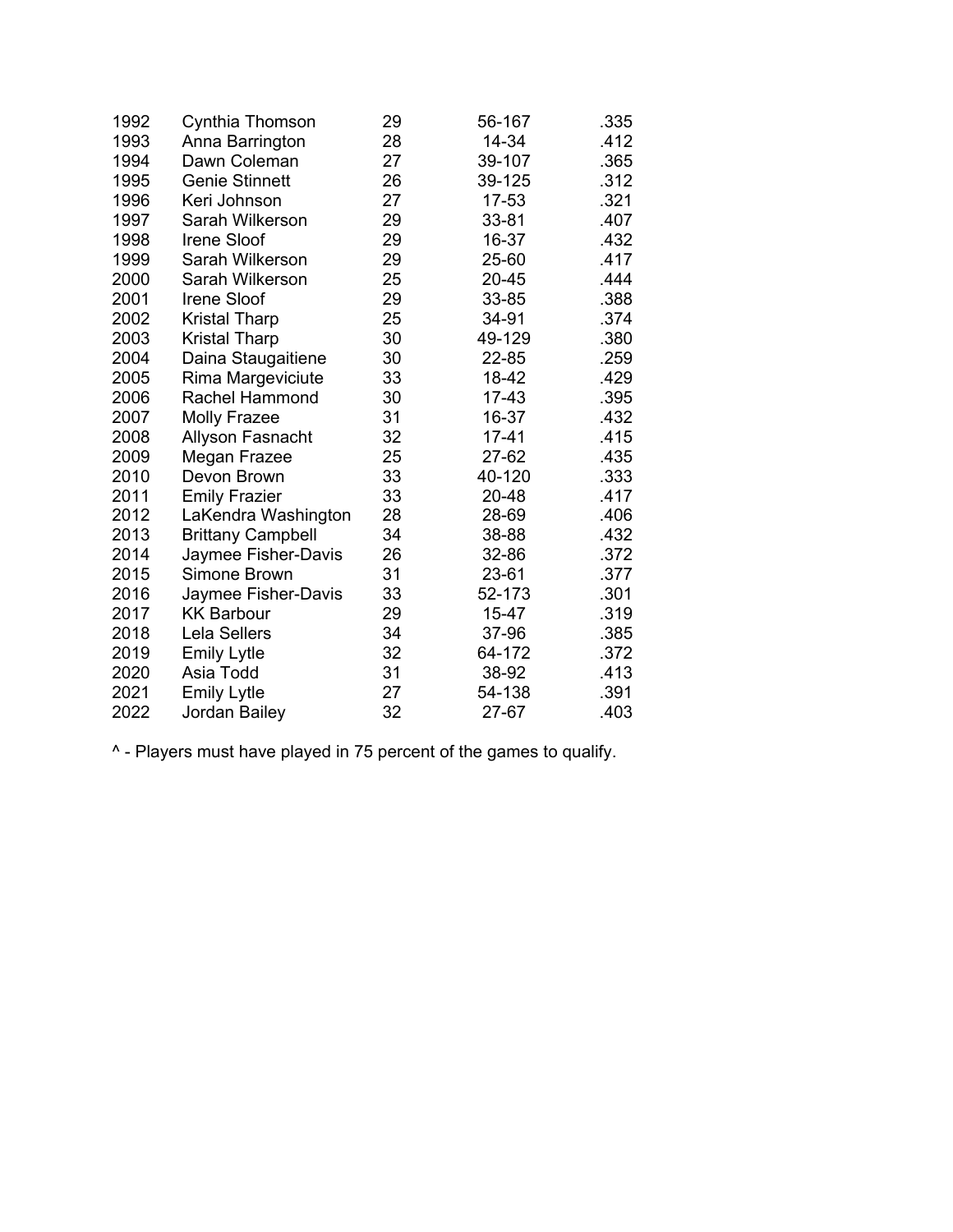| | | | | |
|---|---|---|---|---|
| 1992 | Cynthia Thomson | 29 | 56-167 | .335 |
| 1993 | Anna Barrington | 28 | 14-34 | .412 |
| 1994 | Dawn Coleman | 27 | 39-107 | .365 |
| 1995 | Genie Stinnett | 26 | 39-125 | .312 |
| 1996 | Keri Johnson | 27 | 17-53 | .321 |
| 1997 | Sarah Wilkerson | 29 | 33-81 | .407 |
| 1998 | Irene Sloof | 29 | 16-37 | .432 |
| 1999 | Sarah Wilkerson | 29 | 25-60 | .417 |
| 2000 | Sarah Wilkerson | 25 | 20-45 | .444 |
| 2001 | Irene Sloof | 29 | 33-85 | .388 |
| 2002 | Kristal Tharp | 25 | 34-91 | .374 |
| 2003 | Kristal Tharp | 30 | 49-129 | .380 |
| 2004 | Daina Staugaitiene | 30 | 22-85 | .259 |
| 2005 | Rima Margeviciute | 33 | 18-42 | .429 |
| 2006 | Rachel Hammond | 30 | 17-43 | .395 |
| 2007 | Molly Frazee | 31 | 16-37 | .432 |
| 2008 | Allyson Fasnacht | 32 | 17-41 | .415 |
| 2009 | Megan Frazee | 25 | 27-62 | .435 |
| 2010 | Devon Brown | 33 | 40-120 | .333 |
| 2011 | Emily Frazier | 33 | 20-48 | .417 |
| 2012 | LaKendra Washington | 28 | 28-69 | .406 |
| 2013 | Brittany Campbell | 34 | 38-88 | .432 |
| 2014 | Jaymee Fisher-Davis | 26 | 32-86 | .372 |
| 2015 | Simone Brown | 31 | 23-61 | .377 |
| 2016 | Jaymee Fisher-Davis | 33 | 52-173 | .301 |
| 2017 | KK Barbour | 29 | 15-47 | .319 |
| 2018 | Lela Sellers | 34 | 37-96 | .385 |
| 2019 | Emily Lytle | 32 | 64-172 | .372 |
| 2020 | Asia Todd | 31 | 38-92 | .413 |
| 2021 | Emily Lytle | 27 | 54-138 | .391 |
| 2022 | Jordan Bailey | 32 | 27-67 | .403 |

^ - Players must have played in 75 percent of the games to qualify.